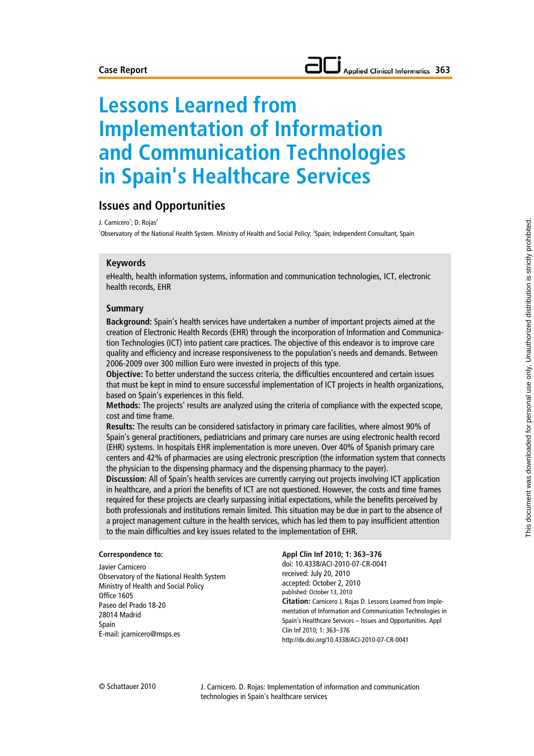Case Report

# Lessons Learned from Implementation of Information and Communication Technologies in Spain's Healthcare Services

## Issues and Opportunities

J. Carnicero[1]; D. Rojas[2]

[1]Observatory of the National Health System. Ministry of Health and Social Policy; [2]Spain; Independent Consultant, Spain

### Keywords

eHealth, health information systems, information and communication technologies, ICT, electronic health records, EHR

### Summary

**Background:** Spain's health services have undertaken a number of important projects aimed at the creation of Electronic Health Records (EHR) through the incorporation of Information and Communication Technologies (ICT) into patient care practices. The objective of this endeavor is to improve care quality and efficiency and increase responsiveness to the population's needs and demands. Between 2006-2009 over 300 million Euro were invested in projects of this type.

**Objective:** To better understand the success criteria, the difficulties encountered and certain issues that must be kept in mind to ensure successful implementation of ICT projects in health organizations, based on Spain's experiences in this field.

**Methods:** The projects' results are analyzed using the criteria of compliance with the expected scope, cost and time frame.

**Results:** The results can be considered satisfactory in primary care facilities, where almost 90% of Spain's general practitioners, pediatricians and primary care nurses are using electronic health record (EHR) systems. In hospitals EHR implementation is more uneven. Over 40% of Spanish primary care centers and 42% of pharmacies are using electronic prescription (the information system that connects the physician to the dispensing pharmacy and the dispensing pharmacy to the payer).

**Discussion:** All of Spain's health services are currently carrying out projects involving ICT application in healthcare, and a priori the benefits of ICT are not questioned. However, the costs and time frames required for these projects are clearly surpassing initial expectations, while the benefits perceived by both professionals and institutions remain limited. This situation may be due in part to the absence of a project management culture in the health services, which has led them to pay insufficient attention to the main difficulties and key issues related to the implementation of EHR.

**Correspondence to:**

Javier Carnicero
Observatory of the National Health System
Ministry of Health and Social Policy
Office 1605
Paseo del Prado 18-20
28014 Madrid
Spain
E-mail: jcarnicero@msps.es

**Appl Clin Inf 2010; 1: 363–376**
doi: 10.4338/ACI-2010-07-CR-0041
received: July 20, 2010
accepted: October 2, 2010
published: October 13, 2010

**Citation:** Carnicero J, Rojas D. Lessons Learned from Implementation of Information and Communication Technologies in Spain's Healthcare Services – Issues and Opportunities. Appl Clin Inf 2010; 1: 363–376
http://dx.doi.org/10.4338/ACI-2010-07-CR-0041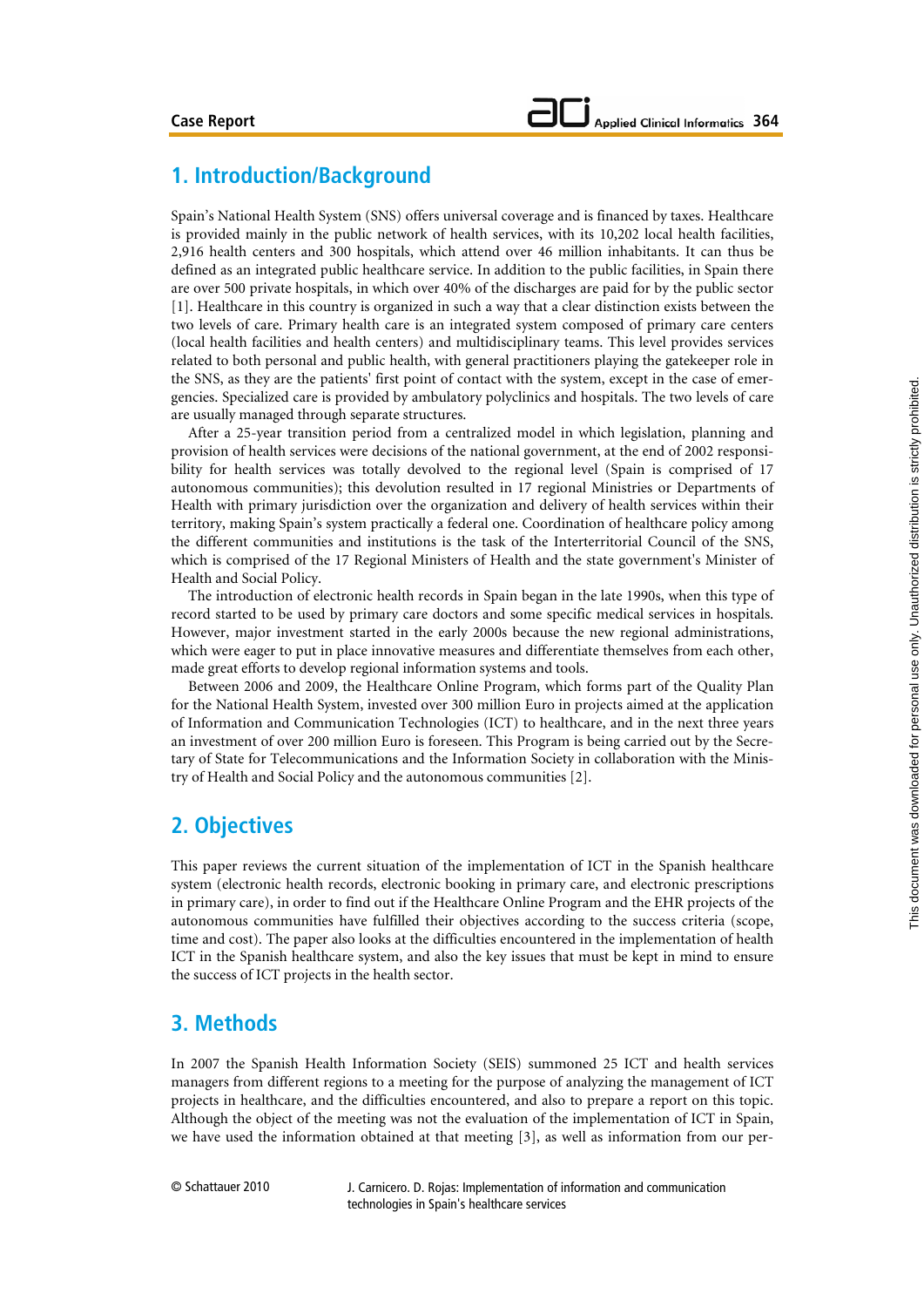## 1. Introduction/Background

Spain's National Health System (SNS) offers universal coverage and is financed by taxes. Healthcare is provided mainly in the public network of health services, with its 10,202 local health facilities, 2,916 health centers and 300 hospitals, which attend over 46 million inhabitants. It can thus be defined as an integrated public healthcare service. In addition to the public facilities, in Spain there are over 500 private hospitals, in which over 40% of the discharges are paid for by the public sector [1]. Healthcare in this country is organized in such a way that a clear distinction exists between the two levels of care. Primary health care is an integrated system composed of primary care centers (local health facilities and health centers) and multidisciplinary teams. This level provides services related to both personal and public health, with general practitioners playing the gatekeeper role in the SNS, as they are the patients' first point of contact with the system, except in the case of emergencies. Specialized care is provided by ambulatory polyclinics and hospitals. The two levels of care are usually managed through separate structures.

After a 25-year transition period from a centralized model in which legislation, planning and provision of health services were decisions of the national government, at the end of 2002 responsibility for health services was totally devolved to the regional level (Spain is comprised of 17 autonomous communities); this devolution resulted in 17 regional Ministries or Departments of Health with primary jurisdiction over the organization and delivery of health services within their territory, making Spain's system practically a federal one. Coordination of healthcare policy among the different communities and institutions is the task of the Interterritorial Council of the SNS, which is comprised of the 17 Regional Ministers of Health and the state government's Minister of Health and Social Policy.

The introduction of electronic health records in Spain began in the late 1990s, when this type of record started to be used by primary care doctors and some specific medical services in hospitals. However, major investment started in the early 2000s because the new regional administrations, which were eager to put in place innovative measures and differentiate themselves from each other, made great efforts to develop regional information systems and tools.

Between 2006 and 2009, the Healthcare Online Program, which forms part of the Quality Plan for the National Health System, invested over 300 million Euro in projects aimed at the application of Information and Communication Technologies (ICT) to healthcare, and in the next three years an investment of over 200 million Euro is foreseen. This Program is being carried out by the Secretary of State for Telecommunications and the Information Society in collaboration with the Ministry of Health and Social Policy and the autonomous communities [2].

## 2. Objectives

This paper reviews the current situation of the implementation of ICT in the Spanish healthcare system (electronic health records, electronic booking in primary care, and electronic prescriptions in primary care), in order to find out if the Healthcare Online Program and the EHR projects of the autonomous communities have fulfilled their objectives according to the success criteria (scope, time and cost). The paper also looks at the difficulties encountered in the implementation of health ICT in the Spanish healthcare system, and also the key issues that must be kept in mind to ensure the success of ICT projects in the health sector.

## 3. Methods

In 2007 the Spanish Health Information Society (SEIS) summoned 25 ICT and health services managers from different regions to a meeting for the purpose of analyzing the management of ICT projects in healthcare, and the difficulties encountered, and also to prepare a report on this topic. Although the object of the meeting was not the evaluation of the implementation of ICT in Spain, we have used the information obtained at that meeting [3], as well as information from our per-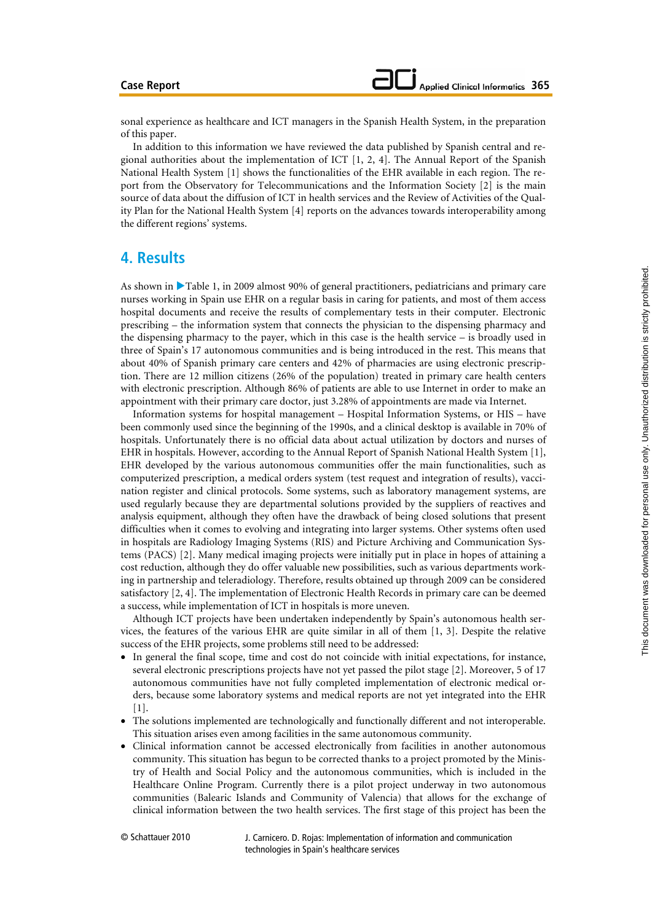sonal experience as healthcare and ICT managers in the Spanish Health System, in the preparation of this paper.

In addition to this information we have reviewed the data published by Spanish central and regional authorities about the implementation of ICT [1, 2, 4]. The Annual Report of the Spanish National Health System [1] shows the functionalities of the EHR available in each region. The report from the Observatory for Telecommunications and the Information Society [2] is the main source of data about the diffusion of ICT in health services and the Review of Activities of the Quality Plan for the National Health System [4] reports on the advances towards interoperability among the different regions' systems.

## 4. Results

As shown in ▶Table 1, in 2009 almost 90% of general practitioners, pediatricians and primary care nurses working in Spain use EHR on a regular basis in caring for patients, and most of them access hospital documents and receive the results of complementary tests in their computer. Electronic prescribing – the information system that connects the physician to the dispensing pharmacy and the dispensing pharmacy to the payer, which in this case is the health service – is broadly used in three of Spain's 17 autonomous communities and is being introduced in the rest. This means that about 40% of Spanish primary care centers and 42% of pharmacies are using electronic prescription. There are 12 million citizens (26% of the population) treated in primary care health centers with electronic prescription. Although 86% of patients are able to use Internet in order to make an appointment with their primary care doctor, just 3.28% of appointments are made via Internet.

Information systems for hospital management – Hospital Information Systems, or HIS – have been commonly used since the beginning of the 1990s, and a clinical desktop is available in 70% of hospitals. Unfortunately there is no official data about actual utilization by doctors and nurses of EHR in hospitals. However, according to the Annual Report of Spanish National Health System [1], EHR developed by the various autonomous communities offer the main functionalities, such as computerized prescription, a medical orders system (test request and integration of results), vaccination register and clinical protocols. Some systems, such as laboratory management systems, are used regularly because they are departmental solutions provided by the suppliers of reactives and analysis equipment, although they often have the drawback of being closed solutions that present difficulties when it comes to evolving and integrating into larger systems. Other systems often used in hospitals are Radiology Imaging Systems (RIS) and Picture Archiving and Communication Systems (PACS) [2]. Many medical imaging projects were initially put in place in hopes of attaining a cost reduction, although they do offer valuable new possibilities, such as various departments working in partnership and teleradiology. Therefore, results obtained up through 2009 can be considered satisfactory [2, 4]. The implementation of Electronic Health Records in primary care can be deemed a success, while implementation of ICT in hospitals is more uneven.

Although ICT projects have been undertaken independently by Spain's autonomous health services, the features of the various EHR are quite similar in all of them [1, 3]. Despite the relative success of the EHR projects, some problems still need to be addressed:

- In general the final scope, time and cost do not coincide with initial expectations, for instance, several electronic prescriptions projects have not yet passed the pilot stage [2]. Moreover, 5 of 17 autonomous communities have not fully completed implementation of electronic medical orders, because some laboratory systems and medical reports are not yet integrated into the EHR [1].
- The solutions implemented are technologically and functionally different and not interoperable. This situation arises even among facilities in the same autonomous community.
- Clinical information cannot be accessed electronically from facilities in another autonomous community. This situation has begun to be corrected thanks to a project promoted by the Ministry of Health and Social Policy and the autonomous communities, which is included in the Healthcare Online Program. Currently there is a pilot project underway in two autonomous communities (Balearic Islands and Community of Valencia) that allows for the exchange of clinical information between the two health services. The first stage of this project has been the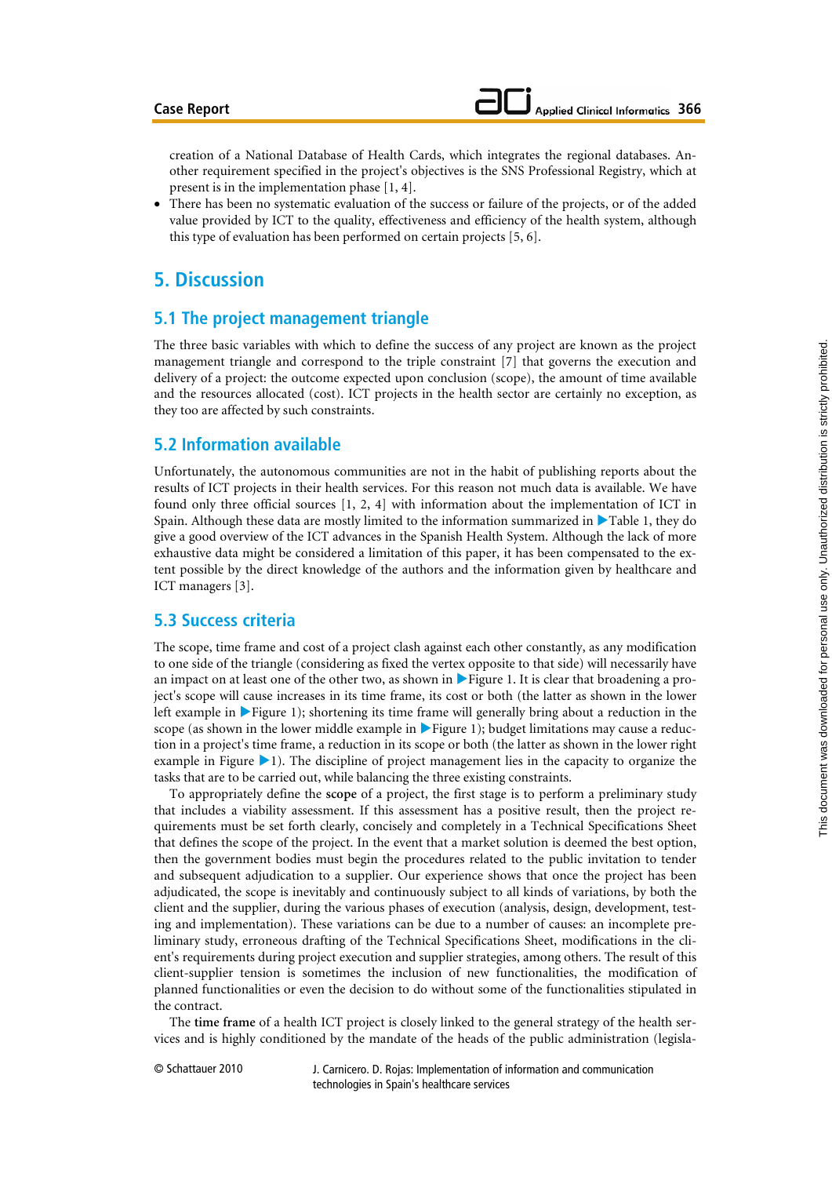creation of a National Database of Health Cards, which integrates the regional databases. Another requirement specified in the project's objectives is the SNS Professional Registry, which at present is in the implementation phase [1, 4].

- There has been no systematic evaluation of the success or failure of the projects, or of the added value provided by ICT to the quality, effectiveness and efficiency of the health system, although this type of evaluation has been performed on certain projects [5, 6].

# 5. Discussion

## 5.1 The project management triangle

The three basic variables with which to define the success of any project are known as the project management triangle and correspond to the triple constraint [7] that governs the execution and delivery of a project: the outcome expected upon conclusion (scope), the amount of time available and the resources allocated (cost). ICT projects in the health sector are certainly no exception, as they too are affected by such constraints.

## 5.2 Information available

Unfortunately, the autonomous communities are not in the habit of publishing reports about the results of ICT projects in their health services. For this reason not much data is available. We have found only three official sources [1, 2, 4] with information about the implementation of ICT in Spain. Although these data are mostly limited to the information summarized in ▶Table 1, they do give a good overview of the ICT advances in the Spanish Health System. Although the lack of more exhaustive data might be considered a limitation of this paper, it has been compensated to the extent possible by the direct knowledge of the authors and the information given by healthcare and ICT managers [3].

## 5.3 Success criteria

The scope, time frame and cost of a project clash against each other constantly, as any modification to one side of the triangle (considering as fixed the vertex opposite to that side) will necessarily have an impact on at least one of the other two, as shown in ▶Figure 1. It is clear that broadening a project's scope will cause increases in its time frame, its cost or both (the latter as shown in the lower left example in ▶Figure 1); shortening its time frame will generally bring about a reduction in the scope (as shown in the lower middle example in ▶Figure 1); budget limitations may cause a reduction in a project's time frame, a reduction in its scope or both (the latter as shown in the lower right example in Figure ▶1). The discipline of project management lies in the capacity to organize the tasks that are to be carried out, while balancing the three existing constraints.

To appropriately define the **scope** of a project, the first stage is to perform a preliminary study that includes a viability assessment. If this assessment has a positive result, then the project requirements must be set forth clearly, concisely and completely in a Technical Specifications Sheet that defines the scope of the project. In the event that a market solution is deemed the best option, then the government bodies must begin the procedures related to the public invitation to tender and subsequent adjudication to a supplier. Our experience shows that once the project has been adjudicated, the scope is inevitably and continuously subject to all kinds of variations, by both the client and the supplier, during the various phases of execution (analysis, design, development, testing and implementation). These variations can be due to a number of causes: an incomplete preliminary study, erroneous drafting of the Technical Specifications Sheet, modifications in the client's requirements during project execution and supplier strategies, among others. The result of this client-supplier tension is sometimes the inclusion of new functionalities, the modification of planned functionalities or even the decision to do without some of the functionalities stipulated in the contract.

The **time frame** of a health ICT project is closely linked to the general strategy of the health services and is highly conditioned by the mandate of the heads of the public administration (legisla-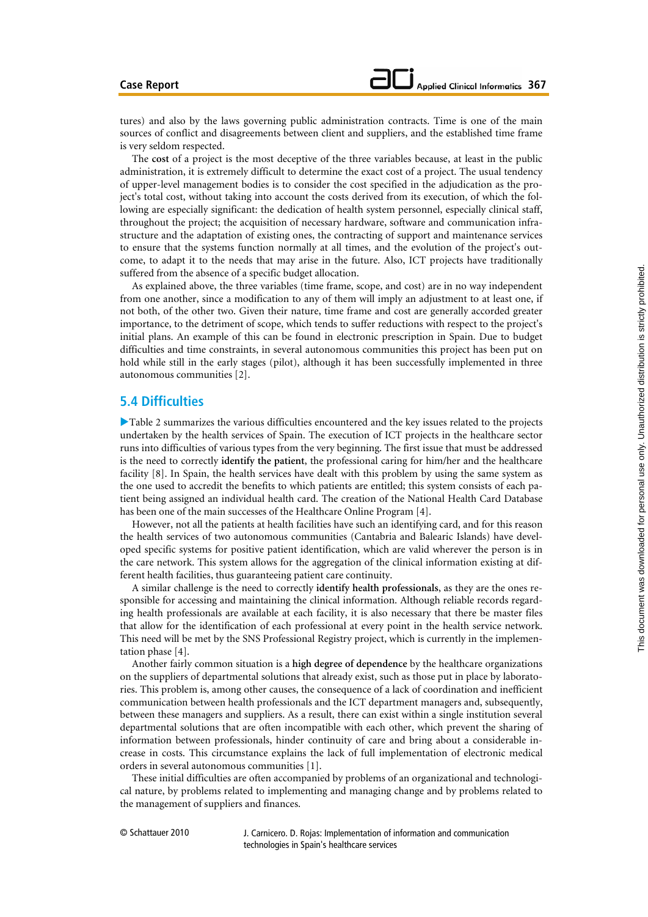tures) and also by the laws governing public administration contracts. Time is one of the main sources of conflict and disagreements between client and suppliers, and the established time frame is very seldom respected.

The **cost** of a project is the most deceptive of the three variables because, at least in the public administration, it is extremely difficult to determine the exact cost of a project. The usual tendency of upper-level management bodies is to consider the cost specified in the adjudication as the project's total cost, without taking into account the costs derived from its execution, of which the following are especially significant: the dedication of health system personnel, especially clinical staff, throughout the project; the acquisition of necessary hardware, software and communication infrastructure and the adaptation of existing ones, the contracting of support and maintenance services to ensure that the systems function normally at all times, and the evolution of the project's outcome, to adapt it to the needs that may arise in the future. Also, ICT projects have traditionally suffered from the absence of a specific budget allocation.

As explained above, the three variables (time frame, scope, and cost) are in no way independent from one another, since a modification to any of them will imply an adjustment to at least one, if not both, of the other two. Given their nature, time frame and cost are generally accorded greater importance, to the detriment of scope, which tends to suffer reductions with respect to the project's initial plans. An example of this can be found in electronic prescription in Spain. Due to budget difficulties and time constraints, in several autonomous communities this project has been put on hold while still in the early stages (pilot), although it has been successfully implemented in three autonomous communities [2].

## 5.4 Difficulties

Table 2 summarizes the various difficulties encountered and the key issues related to the projects undertaken by the health services of Spain. The execution of ICT projects in the healthcare sector runs into difficulties of various types from the very beginning. The first issue that must be addressed is the need to correctly **identify the patient**, the professional caring for him/her and the healthcare facility [8]. In Spain, the health services have dealt with this problem by using the same system as the one used to accredit the benefits to which patients are entitled; this system consists of each patient being assigned an individual health card. The creation of the National Health Card Database has been one of the main successes of the Healthcare Online Program [4].

However, not all the patients at health facilities have such an identifying card, and for this reason the health services of two autonomous communities (Cantabria and Balearic Islands) have developed specific systems for positive patient identification, which are valid wherever the person is in the care network. This system allows for the aggregation of the clinical information existing at different health facilities, thus guaranteeing patient care continuity.

A similar challenge is the need to correctly **identify health professionals**, as they are the ones responsible for accessing and maintaining the clinical information. Although reliable records regarding health professionals are available at each facility, it is also necessary that there be master files that allow for the identification of each professional at every point in the health service network. This need will be met by the SNS Professional Registry project, which is currently in the implementation phase [4].

Another fairly common situation is a **high degree of dependence** by the healthcare organizations on the suppliers of departmental solutions that already exist, such as those put in place by laboratories. This problem is, among other causes, the consequence of a lack of coordination and inefficient communication between health professionals and the ICT department managers and, subsequently, between these managers and suppliers. As a result, there can exist within a single institution several departmental solutions that are often incompatible with each other, which prevent the sharing of information between professionals, hinder continuity of care and bring about a considerable increase in costs. This circumstance explains the lack of full implementation of electronic medical orders in several autonomous communities [1].

These initial difficulties are often accompanied by problems of an organizational and technological nature, by problems related to implementing and managing change and by problems related to the management of suppliers and finances.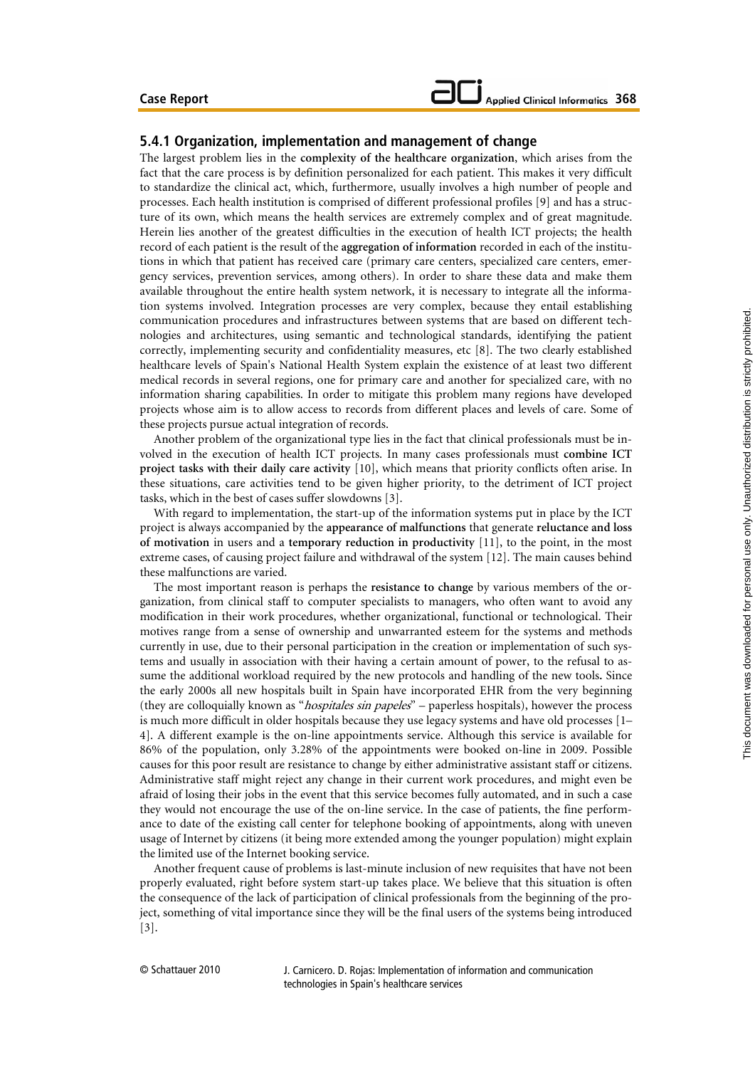### 5.4.1 Organization, implementation and management of change

The largest problem lies in the **complexity of the healthcare organization**, which arises from the fact that the care process is by definition personalized for each patient. This makes it very difficult to standardize the clinical act, which, furthermore, usually involves a high number of people and processes. Each health institution is comprised of different professional profiles [9] and has a structure of its own, which means the health services are extremely complex and of great magnitude. Herein lies another of the greatest difficulties in the execution of health ICT projects; the health record of each patient is the result of the **aggregation of information** recorded in each of the institutions in which that patient has received care (primary care centers, specialized care centers, emergency services, prevention services, among others). In order to share these data and make them available throughout the entire health system network, it is necessary to integrate all the information systems involved. Integration processes are very complex, because they entail establishing communication procedures and infrastructures between systems that are based on different technologies and architectures, using semantic and technological standards, identifying the patient correctly, implementing security and confidentiality measures, etc [8]. The two clearly established healthcare levels of Spain's National Health System explain the existence of at least two different medical records in several regions, one for primary care and another for specialized care, with no information sharing capabilities. In order to mitigate this problem many regions have developed projects whose aim is to allow access to records from different places and levels of care. Some of these projects pursue actual integration of records.

Another problem of the organizational type lies in the fact that clinical professionals must be involved in the execution of health ICT projects. In many cases professionals must **combine ICT project tasks with their daily care activity** [10], which means that priority conflicts often arise. In these situations, care activities tend to be given higher priority, to the detriment of ICT project tasks, which in the best of cases suffer slowdowns [3].

With regard to implementation, the start-up of the information systems put in place by the ICT project is always accompanied by the **appearance of malfunctions** that generate **reluctance and loss of motivation** in users and a **temporary reduction in productivity** [11], to the point, in the most extreme cases, of causing project failure and withdrawal of the system [12]. The main causes behind these malfunctions are varied.

The most important reason is perhaps the **resistance to change** by various members of the organization, from clinical staff to computer specialists to managers, who often want to avoid any modification in their work procedures, whether organizational, functional or technological. Their motives range from a sense of ownership and unwarranted esteem for the systems and methods currently in use, due to their personal participation in the creation or implementation of such systems and usually in association with their having a certain amount of power, to the refusal to assume the additional workload required by the new protocols and handling of the new tools. Since the early 2000s all new hospitals built in Spain have incorporated EHR from the very beginning (they are colloquially known as "*hospitales sin papeles*" – paperless hospitals), however the process is much more difficult in older hospitals because they use legacy systems and have old processes [1–4]. A different example is the on-line appointments service. Although this service is available for 86% of the population, only 3.28% of the appointments were booked on-line in 2009. Possible causes for this poor result are resistance to change by either administrative assistant staff or citizens. Administrative staff might reject any change in their current work procedures, and might even be afraid of losing their jobs in the event that this service becomes fully automated, and in such a case they would not encourage the use of the on-line service. In the case of patients, the fine performance to date of the existing call center for telephone booking of appointments, along with uneven usage of Internet by citizens (it being more extended among the younger population) might explain the limited use of the Internet booking service.

Another frequent cause of problems is last-minute inclusion of new requisites that have not been properly evaluated, right before system start-up takes place. We believe that this situation is often the consequence of the lack of participation of clinical professionals from the beginning of the project, something of vital importance since they will be the final users of the systems being introduced [3].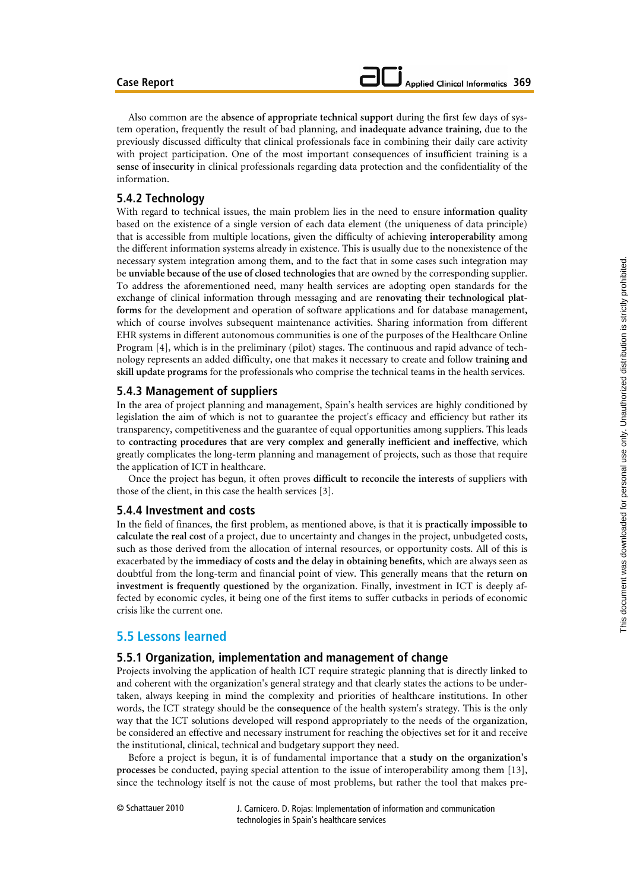Also common are the **absence of appropriate technical support** during the first few days of system operation, frequently the result of bad planning, and **inadequate advance training**, due to the previously discussed difficulty that clinical professionals face in combining their daily care activity with project participation. One of the most important consequences of insufficient training is a **sense of insecurity** in clinical professionals regarding data protection and the confidentiality of the information.

### 5.4.2 Technology

With regard to technical issues, the main problem lies in the need to ensure **information quality** based on the existence of a single version of each data element (the uniqueness of data principle) that is accessible from multiple locations, given the difficulty of achieving **interoperability** among the different information systems already in existence. This is usually due to the nonexistence of the necessary system integration among them, and to the fact that in some cases such integration may be **unviable because of the use of closed technologies** that are owned by the corresponding supplier. To address the aforementioned need, many health services are adopting open standards for the exchange of clinical information through messaging and are **renovating their technological platforms** for the development and operation of software applications and for database management, which of course involves subsequent maintenance activities. Sharing information from different EHR systems in different autonomous communities is one of the purposes of the Healthcare Online Program [4], which is in the preliminary (pilot) stages. The continuous and rapid advance of technology represents an added difficulty, one that makes it necessary to create and follow **training and skill update programs** for the professionals who comprise the technical teams in the health services.

### 5.4.3 Management of suppliers

In the area of project planning and management, Spain's health services are highly conditioned by legislation the aim of which is not to guarantee the project's efficacy and efficiency but rather its transparency, competitiveness and the guarantee of equal opportunities among suppliers. This leads to **contracting procedures that are very complex and generally inefficient and ineffective**, which greatly complicates the long-term planning and management of projects, such as those that require the application of ICT in healthcare.

Once the project has begun, it often proves **difficult to reconcile the interests** of suppliers with those of the client, in this case the health services [3].

### 5.4.4 Investment and costs

In the field of finances, the first problem, as mentioned above, is that it is **practically impossible to calculate the real cost** of a project, due to uncertainty and changes in the project, unbudgeted costs, such as those derived from the allocation of internal resources, or opportunity costs. All of this is exacerbated by the **immediacy of costs and the delay in obtaining benefits**, which are always seen as doubtful from the long-term and financial point of view. This generally means that the **return on investment is frequently questioned** by the organization. Finally, investment in ICT is deeply affected by economic cycles, it being one of the first items to suffer cutbacks in periods of economic crisis like the current one.

## 5.5 Lessons learned

### 5.5.1 Organization, implementation and management of change

Projects involving the application of health ICT require strategic planning that is directly linked to and coherent with the organization's general strategy and that clearly states the actions to be undertaken, always keeping in mind the complexity and priorities of healthcare institutions. In other words, the ICT strategy should be the **consequence** of the health system's strategy. This is the only way that the ICT solutions developed will respond appropriately to the needs of the organization, be considered an effective and necessary instrument for reaching the objectives set for it and receive the institutional, clinical, technical and budgetary support they need.

Before a project is begun, it is of fundamental importance that a **study on the organization's processes** be conducted, paying special attention to the issue of interoperability among them [13], since the technology itself is not the cause of most problems, but rather the tool that makes pre-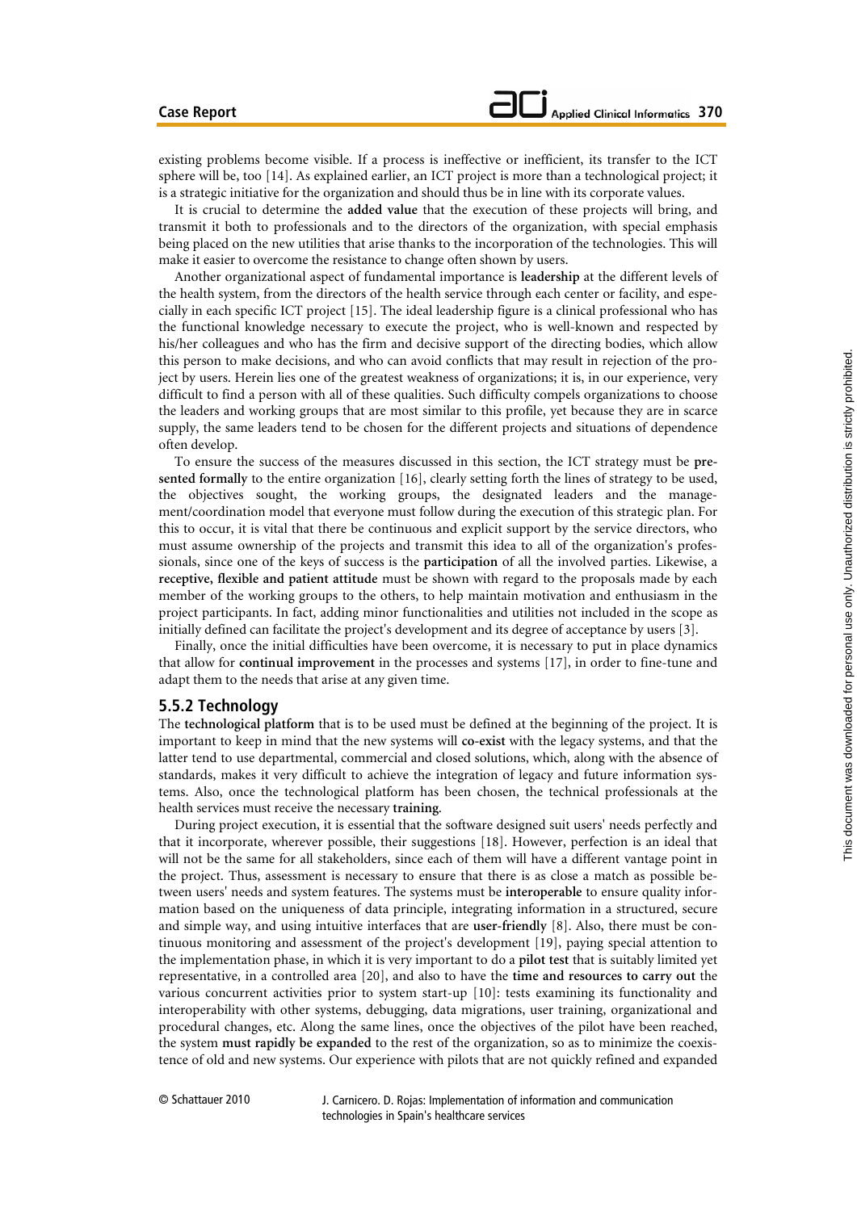existing problems become visible. If a process is ineffective or inefficient, its transfer to the ICT sphere will be, too [14]. As explained earlier, an ICT project is more than a technological project; it is a strategic initiative for the organization and should thus be in line with its corporate values.

It is crucial to determine the **added value** that the execution of these projects will bring, and transmit it both to professionals and to the directors of the organization, with special emphasis being placed on the new utilities that arise thanks to the incorporation of the technologies. This will make it easier to overcome the resistance to change often shown by users.

Another organizational aspect of fundamental importance is **leadership** at the different levels of the health system, from the directors of the health service through each center or facility, and especially in each specific ICT project [15]. The ideal leadership figure is a clinical professional who has the functional knowledge necessary to execute the project, who is well-known and respected by his/her colleagues and who has the firm and decisive support of the directing bodies, which allow this person to make decisions, and who can avoid conflicts that may result in rejection of the project by users. Herein lies one of the greatest weakness of organizations; it is, in our experience, very difficult to find a person with all of these qualities. Such difficulty compels organizations to choose the leaders and working groups that are most similar to this profile, yet because they are in scarce supply, the same leaders tend to be chosen for the different projects and situations of dependence often develop.

To ensure the success of the measures discussed in this section, the ICT strategy must be **presented formally** to the entire organization [16], clearly setting forth the lines of strategy to be used, the objectives sought, the working groups, the designated leaders and the management/coordination model that everyone must follow during the execution of this strategic plan. For this to occur, it is vital that there be continuous and explicit support by the service directors, who must assume ownership of the projects and transmit this idea to all of the organization's professionals, since one of the keys of success is the **participation** of all the involved parties. Likewise, a **receptive, flexible and patient attitude** must be shown with regard to the proposals made by each member of the working groups to the others, to help maintain motivation and enthusiasm in the project participants. In fact, adding minor functionalities and utilities not included in the scope as initially defined can facilitate the project's development and its degree of acceptance by users [3].

Finally, once the initial difficulties have been overcome, it is necessary to put in place dynamics that allow for **continual improvement** in the processes and systems [17], in order to fine-tune and adapt them to the needs that arise at any given time.

### 5.5.2 Technology

The **technological platform** that is to be used must be defined at the beginning of the project. It is important to keep in mind that the new systems will **co-exist** with the legacy systems, and that the latter tend to use departmental, commercial and closed solutions, which, along with the absence of standards, makes it very difficult to achieve the integration of legacy and future information systems. Also, once the technological platform has been chosen, the technical professionals at the health services must receive the necessary **training**.

During project execution, it is essential that the software designed suit users' needs perfectly and that it incorporate, wherever possible, their suggestions [18]. However, perfection is an ideal that will not be the same for all stakeholders, since each of them will have a different vantage point in the project. Thus, assessment is necessary to ensure that there is as close a match as possible between users' needs and system features. The systems must be **interoperable** to ensure quality information based on the uniqueness of data principle, integrating information in a structured, secure and simple way, and using intuitive interfaces that are **user-friendly** [8]. Also, there must be continuous monitoring and assessment of the project's development [19], paying special attention to the implementation phase, in which it is very important to do a **pilot test** that is suitably limited yet representative, in a controlled area [20], and also to have the **time and resources to carry out** the various concurrent activities prior to system start-up [10]: tests examining its functionality and interoperability with other systems, debugging, data migrations, user training, organizational and procedural changes, etc. Along the same lines, once the objectives of the pilot have been reached, the system **must rapidly be expanded** to the rest of the organization, so as to minimize the coexistence of old and new systems. Our experience with pilots that are not quickly refined and expanded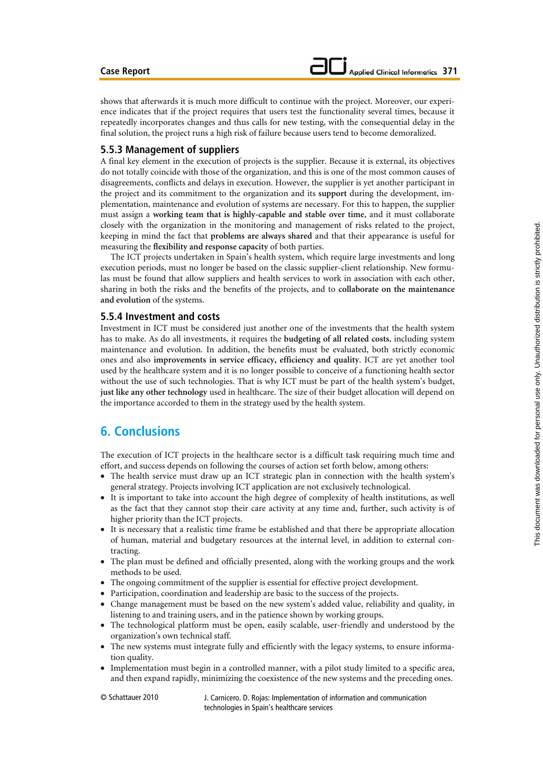shows that afterwards it is much more difficult to continue with the project. Moreover, our experience indicates that if the project requires that users test the functionality several times, because it repeatedly incorporates changes and thus calls for new testing, with the consequential delay in the final solution, the project runs a high risk of failure because users tend to become demoralized.

### 5.5.3 Management of suppliers

A final key element in the execution of projects is the supplier. Because it is external, its objectives do not totally coincide with those of the organization, and this is one of the most common causes of disagreements, conflicts and delays in execution. However, the supplier is yet another participant in the project and its commitment to the organization and its **support** during the development, implementation, maintenance and evolution of systems are necessary. For this to happen, the supplier must assign a **working team that is highly-capable and stable over time**, and it must collaborate closely with the organization in the monitoring and management of risks related to the project, keeping in mind the fact that **problems are always shared** and that their appearance is useful for measuring the **flexibility and response capacity** of both parties.

The ICT projects undertaken in Spain's health system, which require large investments and long execution periods, must no longer be based on the classic supplier-client relationship. New formulas must be found that allow suppliers and health services to work in association with each other, sharing in both the risks and the benefits of the projects, and to **collaborate on the maintenance and evolution** of the systems.

### 5.5.4 Investment and costs

Investment in ICT must be considered just another one of the investments that the health system has to make. As do all investments, it requires the **budgeting of all related costs**, including system maintenance and evolution. In addition, the benefits must be evaluated, both strictly economic ones and also **improvements in service efficacy, efficiency and quality**. ICT are yet another tool used by the healthcare system and it is no longer possible to conceive of a functioning health sector without the use of such technologies. That is why ICT must be part of the health system's budget, **just like any other technology** used in healthcare. The size of their budget allocation will depend on the importance accorded to them in the strategy used by the health system.

## 6. Conclusions

The execution of ICT projects in the healthcare sector is a difficult task requiring much time and effort, and success depends on following the courses of action set forth below, among others:

- The health service must draw up an ICT strategic plan in connection with the health system's general strategy. Projects involving ICT application are not exclusively technological.
- It is important to take into account the high degree of complexity of health institutions, as well as the fact that they cannot stop their care activity at any time and, further, such activity is of higher priority than the ICT projects.
- It is necessary that a realistic time frame be established and that there be appropriate allocation of human, material and budgetary resources at the internal level, in addition to external contracting.
- The plan must be defined and officially presented, along with the working groups and the work methods to be used.
- The ongoing commitment of the supplier is essential for effective project development.
- Participation, coordination and leadership are basic to the success of the projects.
- Change management must be based on the new system's added value, reliability and quality, in listening to and training users, and in the patience shown by working groups.
- The technological platform must be open, easily scalable, user-friendly and understood by the organization's own technical staff.
- The new systems must integrate fully and efficiently with the legacy systems, to ensure information quality.
- Implementation must begin in a controlled manner, with a pilot study limited to a specific area, and then expand rapidly, minimizing the coexistence of the new systems and the preceding ones.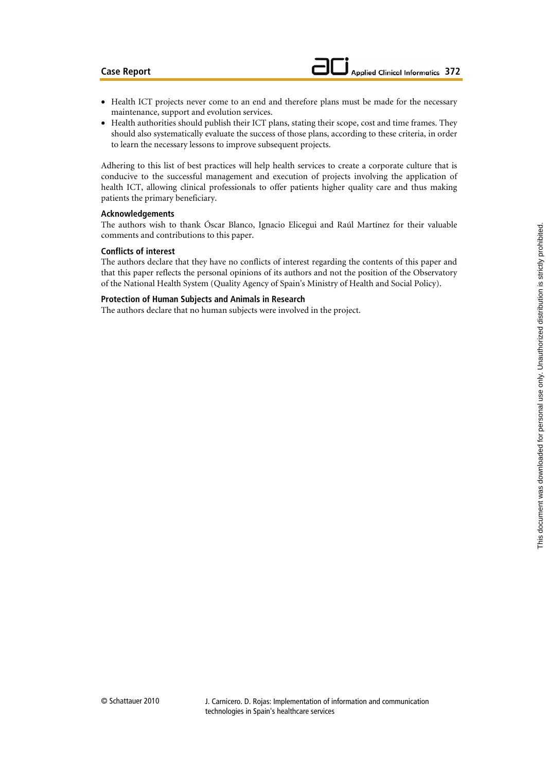- Health ICT projects never come to an end and therefore plans must be made for the necessary maintenance, support and evolution services.
- Health authorities should publish their ICT plans, stating their scope, cost and time frames. They should also systematically evaluate the success of those plans, according to these criteria, in order to learn the necessary lessons to improve subsequent projects.

Adhering to this list of best practices will help health services to create a corporate culture that is conducive to the successful management and execution of projects involving the application of health ICT, allowing clinical professionals to offer patients higher quality care and thus making patients the primary beneficiary.

### Acknowledgements

The authors wish to thank Óscar Blanco, Ignacio Elicegui and Raúl Martínez for their valuable comments and contributions to this paper.

### Conflicts of interest

The authors declare that they have no conflicts of interest regarding the contents of this paper and that this paper reflects the personal opinions of its authors and not the position of the Observatory of the National Health System (Quality Agency of Spain's Ministry of Health and Social Policy).

### Protection of Human Subjects and Animals in Research

The authors declare that no human subjects were involved in the project.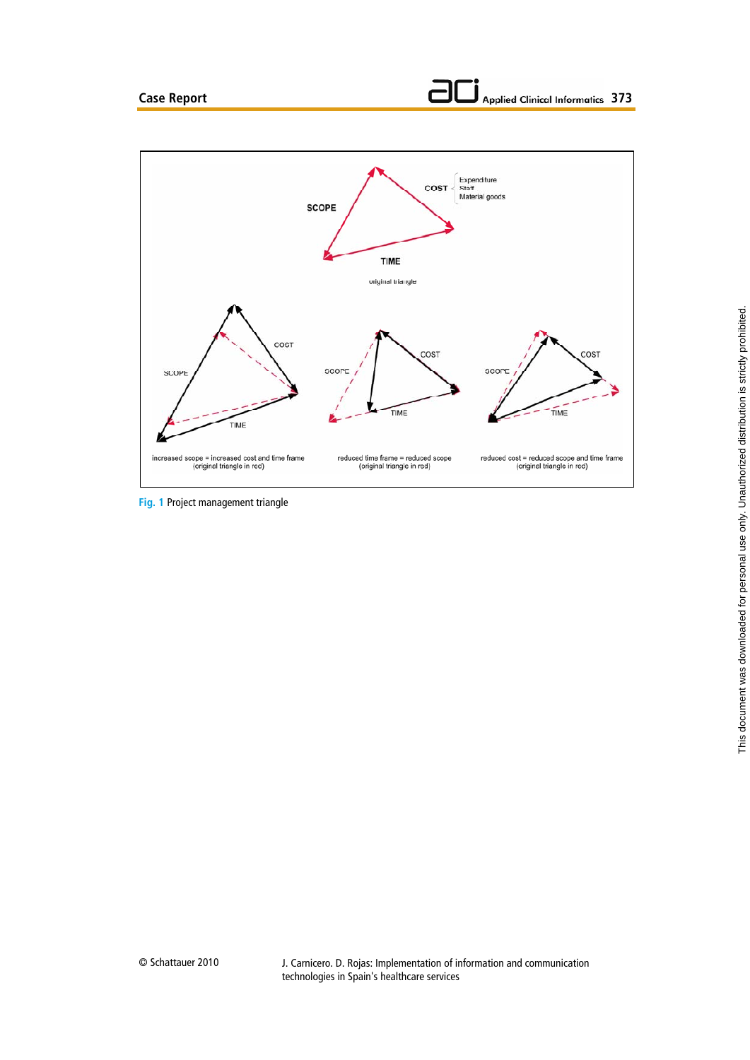Fig. 1 Project management triangle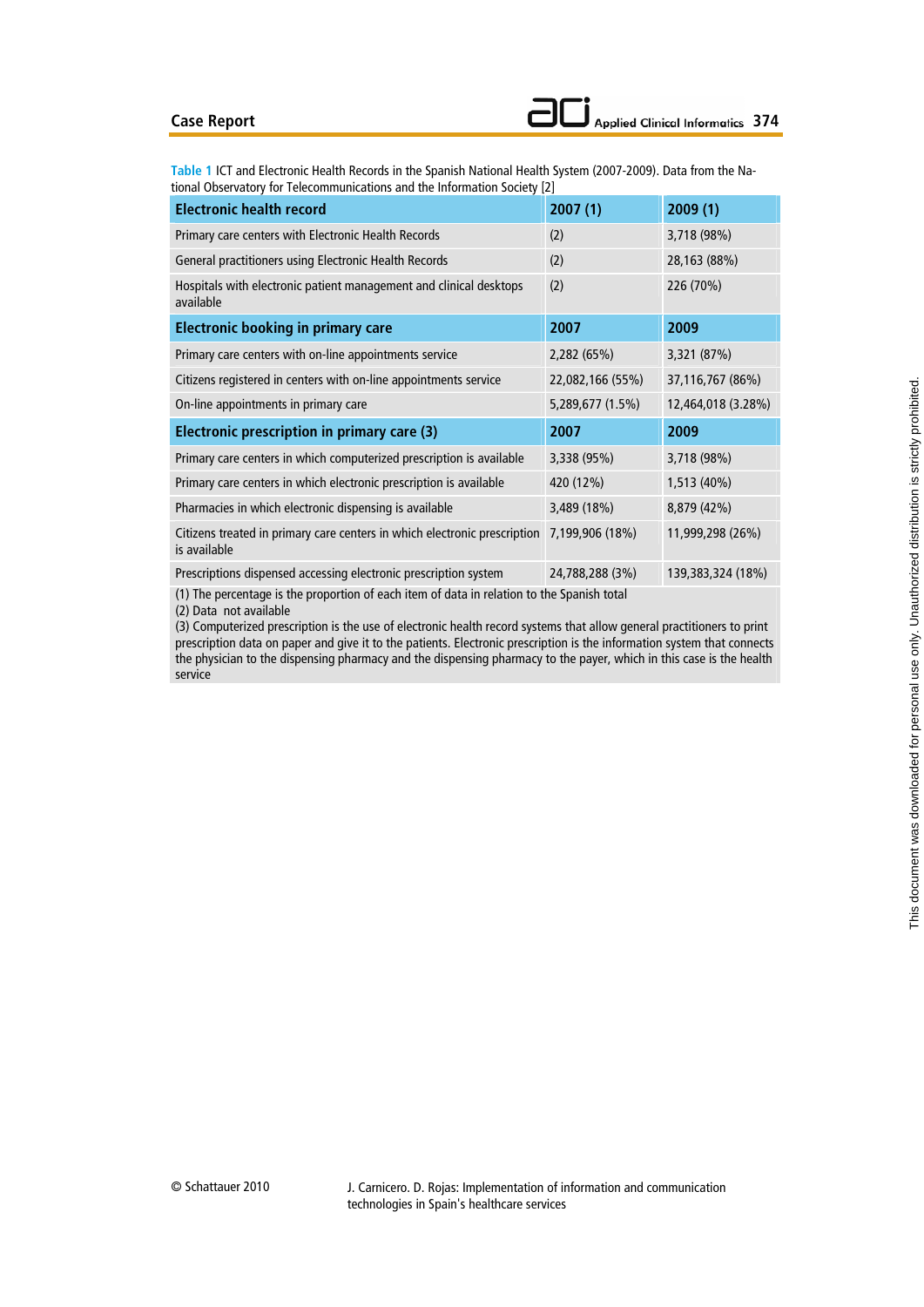**Table 1** ICT and Electronic Health Records in the Spanish National Health System (2007-2009). Data from the National Observatory for Telecommunications and the Information Society [2]

| Electronic health record | 2007 (1) | 2009 (1) |
|---|---|---|
| Primary care centers with Electronic Health Records | (2) | 3,718 (98%) |
| General practitioners using Electronic Health Records | (2) | 28,163 (88%) |
| Hospitals with electronic patient management and clinical desktops available | (2) | 226 (70%) |
| **Electronic booking in primary care** | **2007** | **2009** |
| Primary care centers with on-line appointments service | 2,282 (65%) | 3,321 (87%) |
| Citizens registered in centers with on-line appointments service | 22,082,166 (55%) | 37,116,767 (86%) |
| On-line appointments in primary care | 5,289,677 (1.5%) | 12,464,018 (3.28%) |
| **Electronic prescription in primary care (3)** | **2007** | **2009** |
| Primary care centers in which computerized prescription is available | 3,338 (95%) | 3,718 (98%) |
| Primary care centers in which electronic prescription is available | 420 (12%) | 1,513 (40%) |
| Pharmacies in which electronic dispensing is available | 3,489 (18%) | 8,879 (42%) |
| Citizens treated in primary care centers in which electronic prescription is available | 7,199,906 (18%) | 11,999,298 (26%) |
| Prescriptions dispensed accessing electronic prescription system | 24,788,288 (3%) | 139,383,324 (18%) |

(1) The percentage is the proportion of each item of data in relation to the Spanish total
(2) Data not available
(3) Computerized prescription is the use of electronic health record systems that allow general practitioners to print prescription data on paper and give it to the patients. Electronic prescription is the information system that connects the physician to the dispensing pharmacy and the dispensing pharmacy to the payer, which in this case is the health service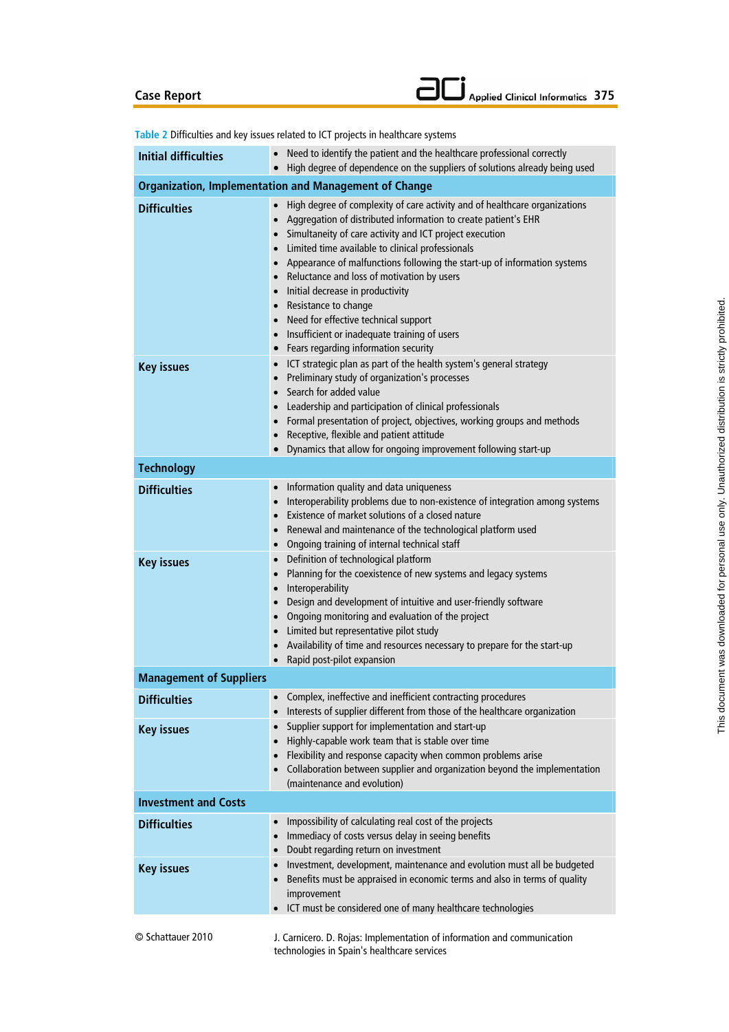**Table 2** Difficulties and key issues related to ICT projects in healthcare systems

| | |
|---|---|
| **Initial difficulties** | • Need to identify the patient and the healthcare professional correctly<br>• High degree of dependence on the suppliers of solutions already being used |
| **Organization, Implementation and Management of Change** | |
| **Difficulties** | • High degree of complexity of care activity and of healthcare organizations<br>• Aggregation of distributed information to create patient's EHR<br>• Simultaneity of care activity and ICT project execution<br>• Limited time available to clinical professionals<br>• Appearance of malfunctions following the start-up of information systems<br>• Reluctance and loss of motivation by users<br>• Initial decrease in productivity<br>• Resistance to change<br>• Need for effective technical support<br>• Insufficient or inadequate training of users<br>• Fears regarding information security |
| **Key issues** | • ICT strategic plan as part of the health system's general strategy<br>• Preliminary study of organization's processes<br>• Search for added value<br>• Leadership and participation of clinical professionals<br>• Formal presentation of project, objectives, working groups and methods<br>• Receptive, flexible and patient attitude<br>• Dynamics that allow for ongoing improvement following start-up |
| **Technology** | |
| **Difficulties** | • Information quality and data uniqueness<br>• Interoperability problems due to non-existence of integration among systems<br>• Existence of market solutions of a closed nature<br>• Renewal and maintenance of the technological platform used<br>• Ongoing training of internal technical staff |
| **Key issues** | • Definition of technological platform<br>• Planning for the coexistence of new systems and legacy systems<br>• Interoperability<br>• Design and development of intuitive and user-friendly software<br>• Ongoing monitoring and evaluation of the project<br>• Limited but representative pilot study<br>• Availability of time and resources necessary to prepare for the start-up<br>• Rapid post-pilot expansion |
| **Management of Suppliers** | |
| **Difficulties** | • Complex, ineffective and inefficient contracting procedures<br>• Interests of supplier different from those of the healthcare organization |
| **Key issues** | • Supplier support for implementation and start-up<br>• Highly-capable work team that is stable over time<br>• Flexibility and response capacity when common problems arise<br>• Collaboration between supplier and organization beyond the implementation (maintenance and evolution) |
| **Investment and Costs** | |
| **Difficulties** | • Impossibility of calculating real cost of the projects<br>• Immediacy of costs versus delay in seeing benefits<br>• Doubt regarding return on investment |
| **Key issues** | • Investment, development, maintenance and evolution must all be budgeted<br>• Benefits must be appraised in economic terms and also in terms of quality improvement<br>• ICT must be considered one of many healthcare technologies |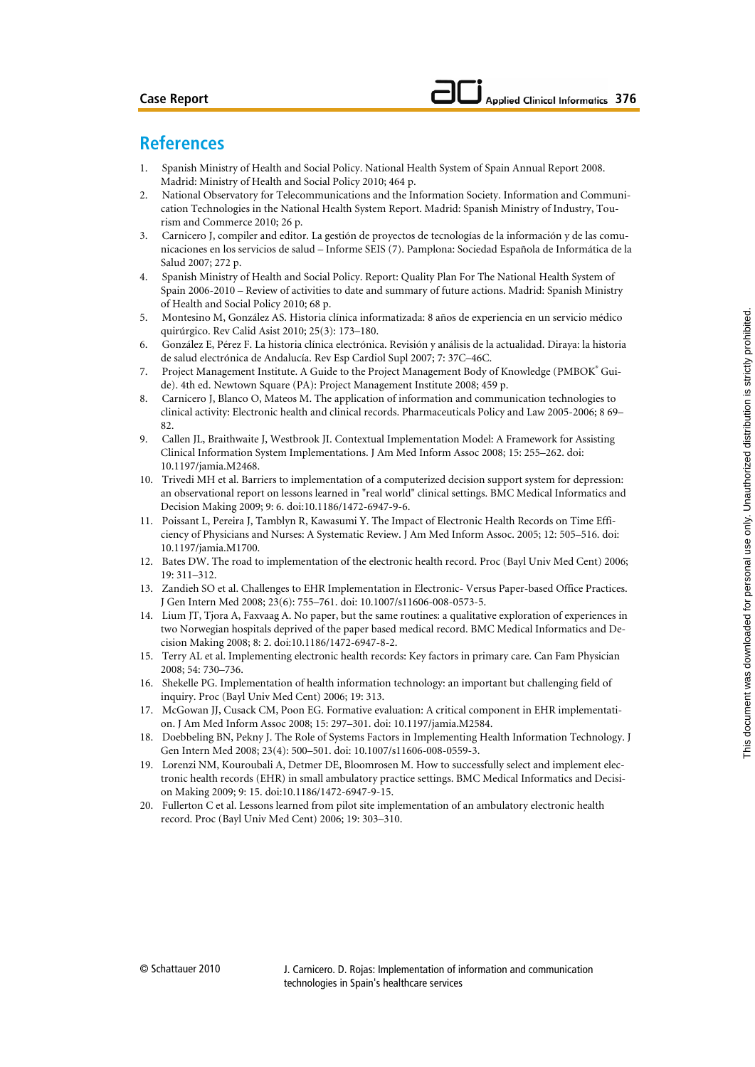## References

1. Spanish Ministry of Health and Social Policy. National Health System of Spain Annual Report 2008. Madrid: Ministry of Health and Social Policy 2010; 464 p.
2. National Observatory for Telecommunications and the Information Society. Information and Communication Technologies in the National Health System Report. Madrid: Spanish Ministry of Industry, Tourism and Commerce 2010; 26 p.
3. Carnicero J, compiler and editor. La gestión de proyectos de tecnologías de la información y de las comunicaciones en los servicios de salud – Informe SEIS (7). Pamplona: Sociedad Española de Informática de la Salud 2007; 272 p.
4. Spanish Ministry of Health and Social Policy. Report: Quality Plan For The National Health System of Spain 2006-2010 – Review of activities to date and summary of future actions. Madrid: Spanish Ministry of Health and Social Policy 2010; 68 p.
5. Montesino M, González AS. Historia clínica informatizada: 8 años de experiencia en un servicio médico quirúrgico. Rev Calid Asist 2010; 25(3): 173–180.
6. González E, Pérez F. La historia clínica electrónica. Revisión y análisis de la actualidad. Diraya: la historia de salud electrónica de Andalucía. Rev Esp Cardiol Supl 2007; 7: 37C–46C.
7. Project Management Institute. A Guide to the Project Management Body of Knowledge (PMBOK® Guide). 4th ed. Newtown Square (PA): Project Management Institute 2008; 459 p.
8. Carnicero J, Blanco O, Mateos M. The application of information and communication technologies to clinical activity: Electronic health and clinical records. Pharmaceuticals Policy and Law 2005-2006; 8 69–82.
9. Callen JL, Braithwaite J, Westbrook JI. Contextual Implementation Model: A Framework for Assisting Clinical Information System Implementations. J Am Med Inform Assoc 2008; 15: 255–262. doi: 10.1197/jamia.M2468.
10. Trivedi MH et al. Barriers to implementation of a computerized decision support system for depression: an observational report on lessons learned in "real world" clinical settings. BMC Medical Informatics and Decision Making 2009; 9: 6. doi:10.1186/1472-6947-9-6.
11. Poissant L, Pereira J, Tamblyn R, Kawasumi Y. The Impact of Electronic Health Records on Time Efficiency of Physicians and Nurses: A Systematic Review. J Am Med Inform Assoc. 2005; 12: 505–516. doi: 10.1197/jamia.M1700.
12. Bates DW. The road to implementation of the electronic health record. Proc (Bayl Univ Med Cent) 2006; 19: 311–312.
13. Zandieh SO et al. Challenges to EHR Implementation in Electronic- Versus Paper-based Office Practices. J Gen Intern Med 2008; 23(6): 755–761. doi: 10.1007/s11606-008-0573-5.
14. Lium JT, Tjora A, Faxvaag A. No paper, but the same routines: a qualitative exploration of experiences in two Norwegian hospitals deprived of the paper based medical record. BMC Medical Informatics and Decision Making 2008; 8: 2. doi:10.1186/1472-6947-8-2.
15. Terry AL et al. Implementing electronic health records: Key factors in primary care. Can Fam Physician 2008; 54: 730–736.
16. Shekelle PG. Implementation of health information technology: an important but challenging field of inquiry. Proc (Bayl Univ Med Cent) 2006; 19: 313.
17. McGowan JJ, Cusack CM, Poon EG. Formative evaluation: A critical component in EHR implementation. J Am Med Inform Assoc 2008; 15: 297–301. doi: 10.1197/jamia.M2584.
18. Doebbeling BN, Pekny J. The Role of Systems Factors in Implementing Health Information Technology. J Gen Intern Med 2008; 23(4): 500–501. doi: 10.1007/s11606-008-0559-3.
19. Lorenzi NM, Kouroubali A, Detmer DE, Bloomrosen M. How to successfully select and implement electronic health records (EHR) in small ambulatory practice settings. BMC Medical Informatics and Decision Making 2009; 9: 15. doi:10.1186/1472-6947-9-15.
20. Fullerton C et al. Lessons learned from pilot site implementation of an ambulatory electronic health record. Proc (Bayl Univ Med Cent) 2006; 19: 303–310.